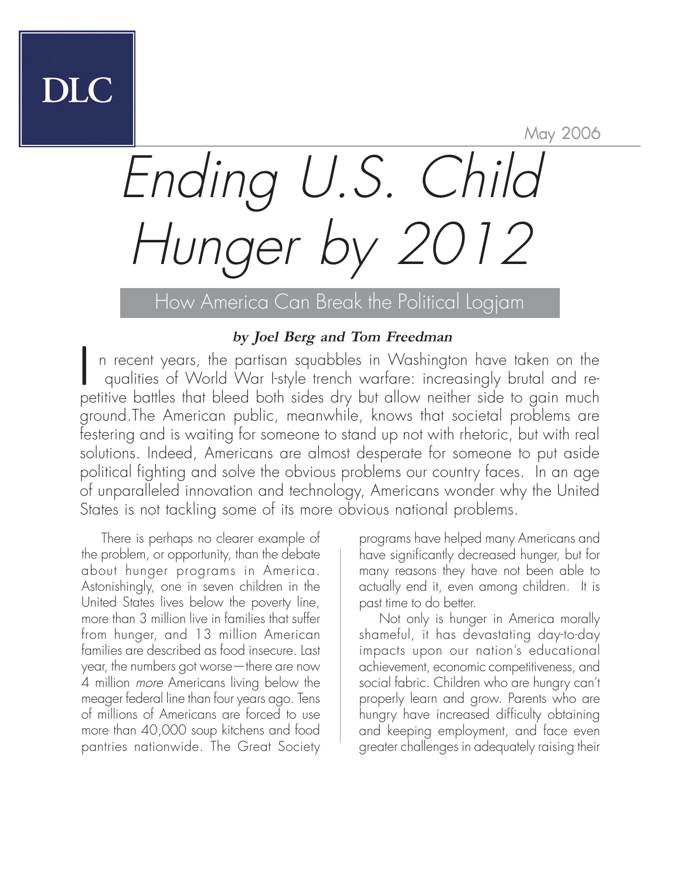DLC

May 2006

# Ending U.S. Child Hunger by 2012

## How America Can Break the Political Logjam

**by Joel Berg and Tom Freedman**

In recent years, the partisan squabbles in Washington have taken on the qualities of World War I-style trench warfare: increasingly brutal and repetitive battles that bleed both sides dry but allow neither side to gain much ground.The American public, meanwhile, knows that societal problems are festering and is waiting for someone to stand up not with rhetoric, but with real solutions. Indeed, Americans are almost desperate for someone to put aside political fighting and solve the obvious problems our country faces. In an age of unparalleled innovation and technology, Americans wonder why the United States is not tackling some of its more obvious national problems.

There is perhaps no clearer example of the problem, or opportunity, than the debate about hunger programs in America. Astonishingly, one in seven children in the United States lives below the poverty line, more than 3 million live in families that suffer from hunger, and 13 million American families are described as food insecure. Last year, the numbers got worse—there are now 4 million *more* Americans living below the meager federal line than four years ago. Tens of millions of Americans are forced to use more than 40,000 soup kitchens and food pantries nationwide. The Great Society programs have helped many Americans and have significantly decreased hunger, but for many reasons they have not been able to actually end it, even among children. It is past time to do better.

Not only is hunger in America morally shameful, it has devastating day-to-day impacts upon our nation's educational achievement, economic competitiveness, and social fabric. Children who are hungry can't properly learn and grow. Parents who are hungry have increased difficulty obtaining and keeping employment, and face even greater challenges in adequately raising their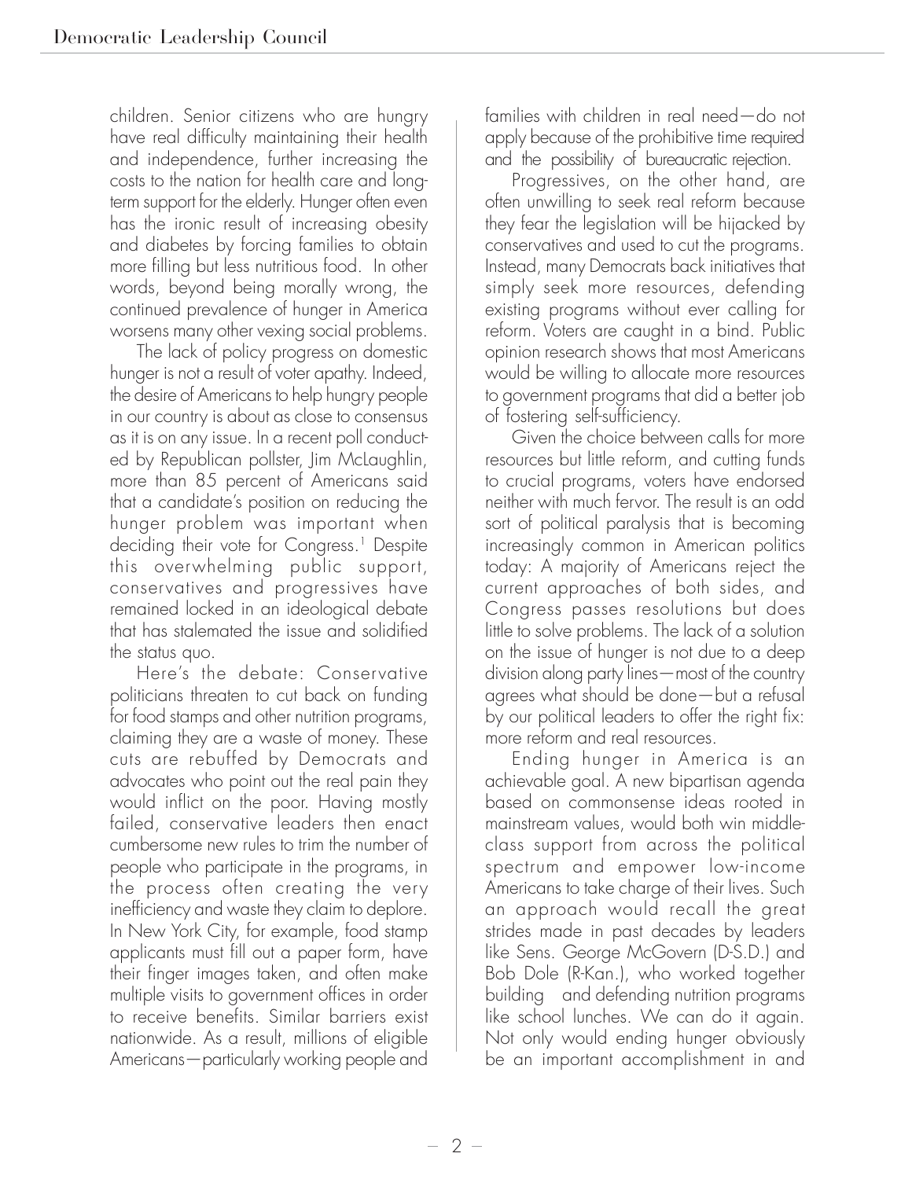children. Senior citizens who are hungry have real difficulty maintaining their health and independence, further increasing the costs to the nation for health care and long-term support for the elderly. Hunger often even has the ironic result of increasing obesity and diabetes by forcing families to obtain more filling but less nutritious food. In other words, beyond being morally wrong, the continued prevalence of hunger in America worsens many other vexing social problems.

The lack of policy progress on domestic hunger is not a result of voter apathy. Indeed, the desire of Americans to help hungry people in our country is about as close to consensus as it is on any issue. In a recent poll conducted by Republican pollster, Jim McLaughlin, more than 85 percent of Americans said that a candidate's position on reducing the hunger problem was important when deciding their vote for Congress.[1] Despite this overwhelming public support, conservatives and progressives have remained locked in an ideological debate that has stalemated the issue and solidified the status quo.

Here's the debate: Conservative politicians threaten to cut back on funding for food stamps and other nutrition programs, claiming they are a waste of money. These cuts are rebuffed by Democrats and advocates who point out the real pain they would inflict on the poor. Having mostly failed, conservative leaders then enact cumbersome new rules to trim the number of people who participate in the programs, in the process often creating the very inefficiency and waste they claim to deplore. In New York City, for example, food stamp applicants must fill out a paper form, have their finger images taken, and often make multiple visits to government offices in order to receive benefits. Similar barriers exist nationwide. As a result, millions of eligible Americans—particularly working people and families with children in real need—do not apply because of the prohibitive time required and the possibility of bureaucratic rejection.

Progressives, on the other hand, are often unwilling to seek real reform because they fear the legislation will be hijacked by conservatives and used to cut the programs. Instead, many Democrats back initiatives that simply seek more resources, defending existing programs without ever calling for reform. Voters are caught in a bind. Public opinion research shows that most Americans would be willing to allocate more resources to government programs that did a better job of fostering self-sufficiency.

Given the choice between calls for more resources but little reform, and cutting funds to crucial programs, voters have endorsed neither with much fervor. The result is an odd sort of political paralysis that is becoming increasingly common in American politics today: A majority of Americans reject the current approaches of both sides, and Congress passes resolutions but does little to solve problems. The lack of a solution on the issue of hunger is not due to a deep division along party lines—most of the country agrees what should be done—but a refusal by our political leaders to offer the right fix: more reform and real resources.

Ending hunger in America is an achievable goal. A new bipartisan agenda based on commonsense ideas rooted in mainstream values, would both win middle-class support from across the political spectrum and empower low-income Americans to take charge of their lives. Such an approach would recall the great strides made in past decades by leaders like Sens. George McGovern (D-S.D.) and Bob Dole (R-Kan.), who worked together building and defending nutrition programs like school lunches. We can do it again. Not only would ending hunger obviously be an important accomplishment in and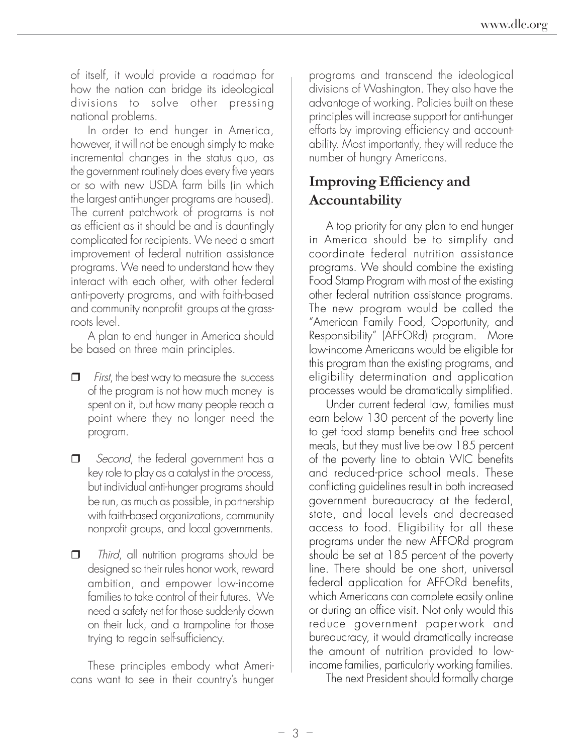of itself, it would provide a roadmap for how the nation can bridge its ideological divisions to solve other pressing national problems.

In order to end hunger in America, however, it will not be enough simply to make incremental changes in the status quo, as the government routinely does every five years or so with new USDA farm bills (in which the largest anti-hunger programs are housed). The current patchwork of programs is not as efficient as it should be and is dauntingly complicated for recipients. We need a smart improvement of federal nutrition assistance programs. We need to understand how they interact with each other, with other federal anti-poverty programs, and with faith-based and community nonprofit groups at the grass-roots level.

A plan to end hunger in America should be based on three main principles.

- *First*, the best way to measure the success of the program is not how much money is spent on it, but how many people reach a point where they no longer need the program.
- *Second*, the federal government has a key role to play as a catalyst in the process, but individual anti-hunger programs should be run, as much as possible, in partnership with faith-based organizations, community nonprofit groups, and local governments.
- *Third*, all nutrition programs should be designed so their rules honor work, reward ambition, and empower low-income families to take control of their futures. We need a safety net for those suddenly down on their luck, and a trampoline for those trying to regain self-sufficiency.

These principles embody what Americans want to see in their country's hunger programs and transcend the ideological divisions of Washington. They also have the advantage of working. Policies built on these principles will increase support for anti-hunger efforts by improving efficiency and accountability. Most importantly, they will reduce the number of hungry Americans.

## Improving Efficiency and Accountability

A top priority for any plan to end hunger in America should be to simplify and coordinate federal nutrition assistance programs. We should combine the existing Food Stamp Program with most of the existing other federal nutrition assistance programs. The new program would be called the "American Family Food, Opportunity, and Responsibility" (AFFORd) program. More low-income Americans would be eligible for this program than the existing programs, and eligibility determination and application processes would be dramatically simplified.

Under current federal law, families must earn below 130 percent of the poverty line to get food stamp benefits and free school meals, but they must live below 185 percent of the poverty line to obtain WIC benefits and reduced-price school meals. These conflicting guidelines result in both increased government bureaucracy at the federal, state, and local levels and decreased access to food. Eligibility for all these programs under the new AFFORd program should be set at 185 percent of the poverty line. There should be one short, universal federal application for AFFORd benefits, which Americans can complete easily online or during an office visit. Not only would this reduce government paperwork and bureaucracy, it would dramatically increase the amount of nutrition provided to low-income families, particularly working families.

The next President should formally charge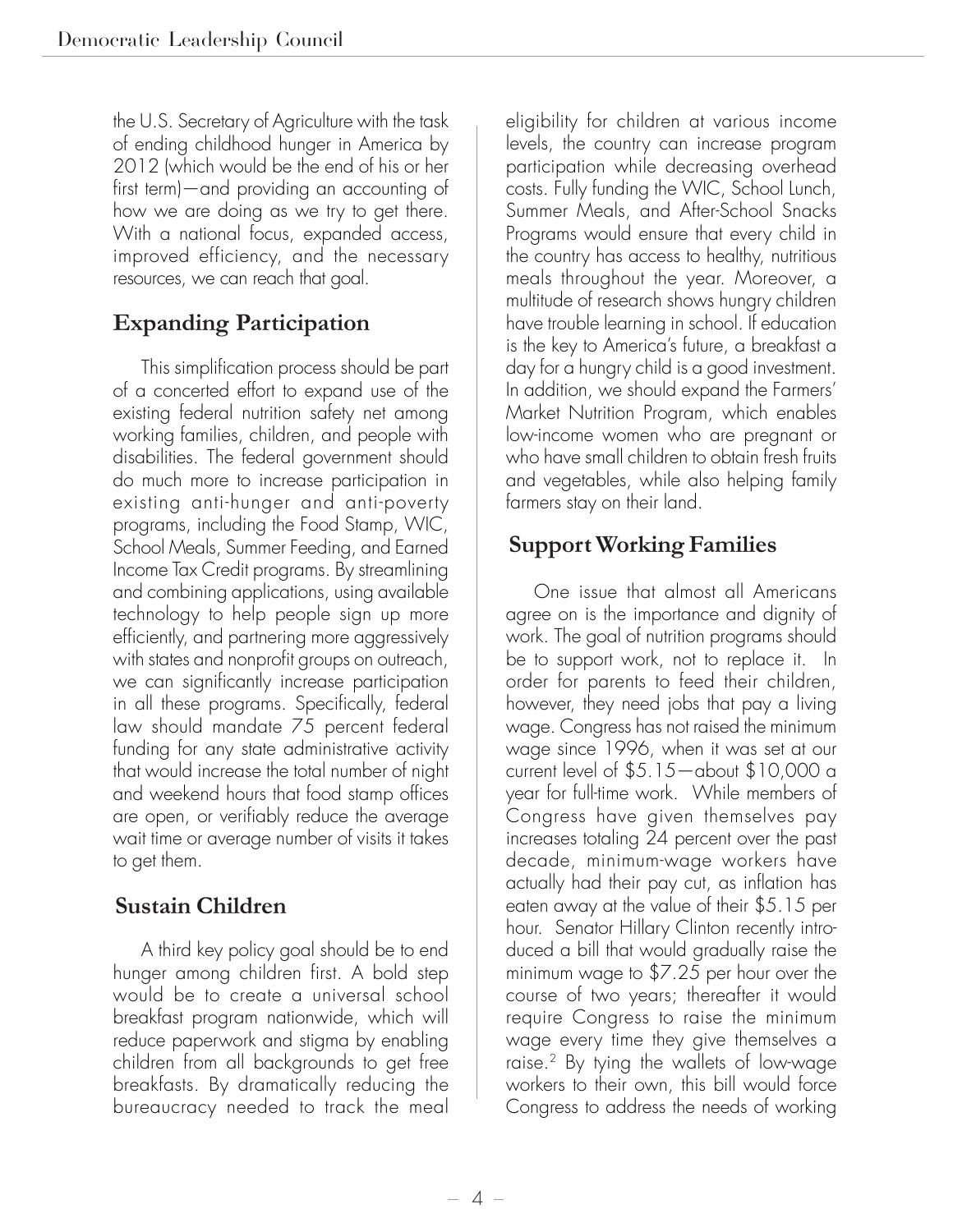the U.S. Secretary of Agriculture with the task of ending childhood hunger in America by 2012 (which would be the end of his or her first term)—and providing an accounting of how we are doing as we try to get there. With a national focus, expanded access, improved efficiency, and the necessary resources, we can reach that goal.

## Expanding Participation

This simplification process should be part of a concerted effort to expand use of the existing federal nutrition safety net among working families, children, and people with disabilities. The federal government should do much more to increase participation in existing anti-hunger and anti-poverty programs, including the Food Stamp, WIC, School Meals, Summer Feeding, and Earned Income Tax Credit programs. By streamlining and combining applications, using available technology to help people sign up more efficiently, and partnering more aggressively with states and nonprofit groups on outreach, we can significantly increase participation in all these programs. Specifically, federal law should mandate 75 percent federal funding for any state administrative activity that would increase the total number of night and weekend hours that food stamp offices are open, or verifiably reduce the average wait time or average number of visits it takes to get them.

## Sustain Children

A third key policy goal should be to end hunger among children first. A bold step would be to create a universal school breakfast program nationwide, which will reduce paperwork and stigma by enabling children from all backgrounds to get free breakfasts. By dramatically reducing the bureaucracy needed to track the meal eligibility for children at various income levels, the country can increase program participation while decreasing overhead costs. Fully funding the WIC, School Lunch, Summer Meals, and After-School Snacks Programs would ensure that every child in the country has access to healthy, nutritious meals throughout the year. Moreover, a multitude of research shows hungry children have trouble learning in school. If education is the key to America's future, a breakfast a day for a hungry child is a good investment. In addition, we should expand the Farmers' Market Nutrition Program, which enables low-income women who are pregnant or who have small children to obtain fresh fruits and vegetables, while also helping family farmers stay on their land.

## Support Working Families

One issue that almost all Americans agree on is the importance and dignity of work. The goal of nutrition programs should be to support work, not to replace it. In order for parents to feed their children, however, they need jobs that pay a living wage. Congress has not raised the minimum wage since 1996, when it was set at our current level of $5.15—about $10,000 a year for full-time work. While members of Congress have given themselves pay increases totaling 24 percent over the past decade, minimum-wage workers have actually had their pay cut, as inflation has eaten away at the value of their $5.15 per hour. Senator Hillary Clinton recently introduced a bill that would gradually raise the minimum wage to $7.25 per hour over the course of two years; thereafter it would require Congress to raise the minimum wage every time they give themselves a raise.[2] By tying the wallets of low-wage workers to their own, this bill would force Congress to address the needs of working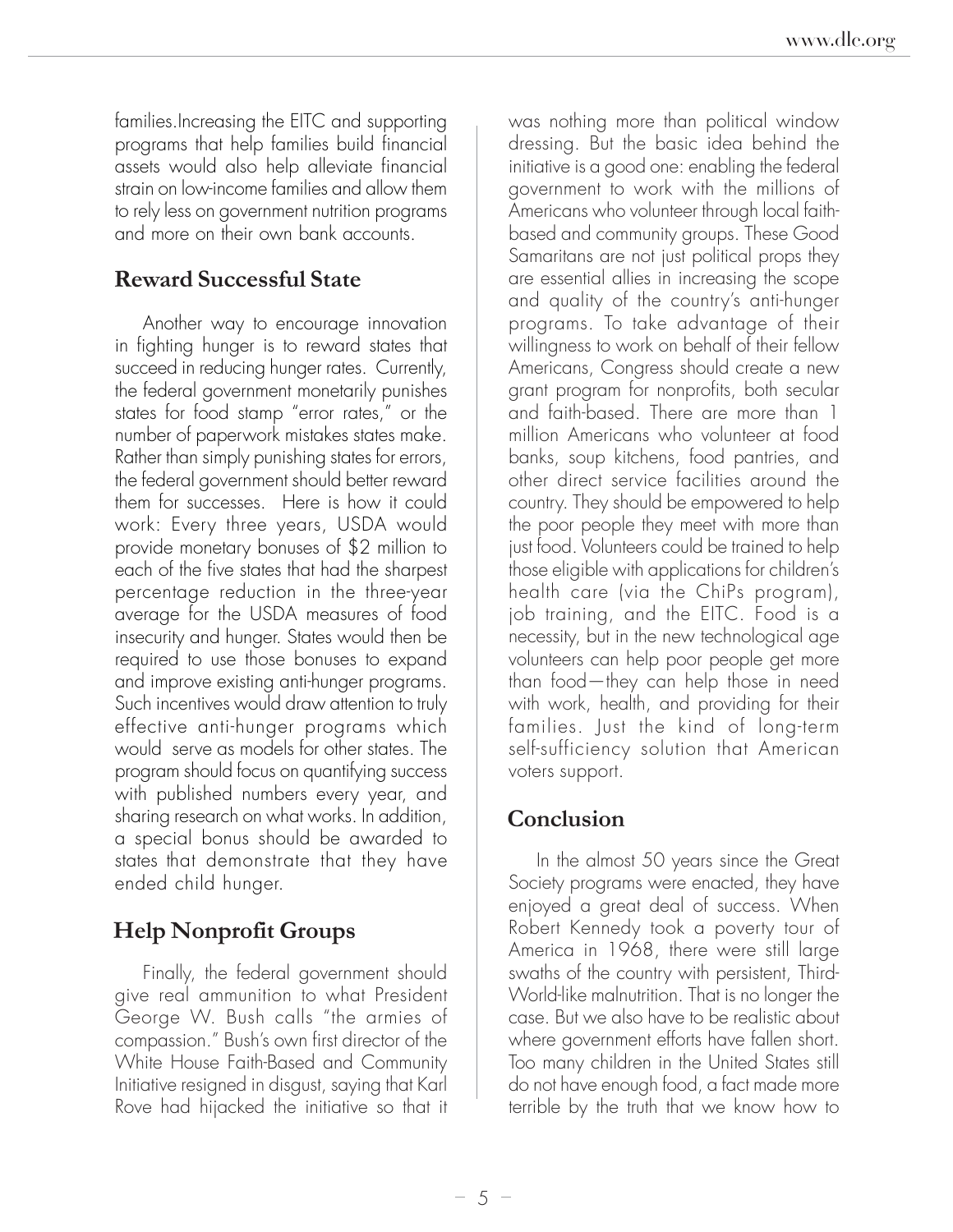families.Increasing the EITC and supporting programs that help families build financial assets would also help alleviate financial strain on low-income families and allow them to rely less on government nutrition programs and more on their own bank accounts.

## Reward Successful State

Another way to encourage innovation in fighting hunger is to reward states that succeed in reducing hunger rates. Currently, the federal government monetarily punishes states for food stamp "error rates," or the number of paperwork mistakes states make. Rather than simply punishing states for errors, the federal government should better reward them for successes. Here is how it could work: Every three years, USDA would provide monetary bonuses of $2 million to each of the five states that had the sharpest percentage reduction in the three-year average for the USDA measures of food insecurity and hunger. States would then be required to use those bonuses to expand and improve existing anti-hunger programs. Such incentives would draw attention to truly effective anti-hunger programs which would serve as models for other states. The program should focus on quantifying success with published numbers every year, and sharing research on what works. In addition, a special bonus should be awarded to states that demonstrate that they have ended child hunger.

## Help Nonprofit Groups

Finally, the federal government should give real ammunition to what President George W. Bush calls "the armies of compassion." Bush's own first director of the White House Faith-Based and Community Initiative resigned in disgust, saying that Karl Rove had hijacked the initiative so that it was nothing more than political window dressing. But the basic idea behind the initiative is a good one: enabling the federal government to work with the millions of Americans who volunteer through local faith-based and community groups. These Good Samaritans are not just political props they are essential allies in increasing the scope and quality of the country's anti-hunger programs. To take advantage of their willingness to work on behalf of their fellow Americans, Congress should create a new grant program for nonprofits, both secular and faith-based. There are more than 1 million Americans who volunteer at food banks, soup kitchens, food pantries, and other direct service facilities around the country. They should be empowered to help the poor people they meet with more than just food. Volunteers could be trained to help those eligible with applications for children's health care (via the ChiPs program), job training, and the EITC. Food is a necessity, but in the new technological age volunteers can help poor people get more than food—they can help those in need with work, health, and providing for their families. Just the kind of long-term self-sufficiency solution that American voters support.

## Conclusion

In the almost 50 years since the Great Society programs were enacted, they have enjoyed a great deal of success. When Robert Kennedy took a poverty tour of America in 1968, there were still large swaths of the country with persistent, Third-World-like malnutrition. That is no longer the case. But we also have to be realistic about where government efforts have fallen short. Too many children in the United States still do not have enough food, a fact made more terrible by the truth that we know how to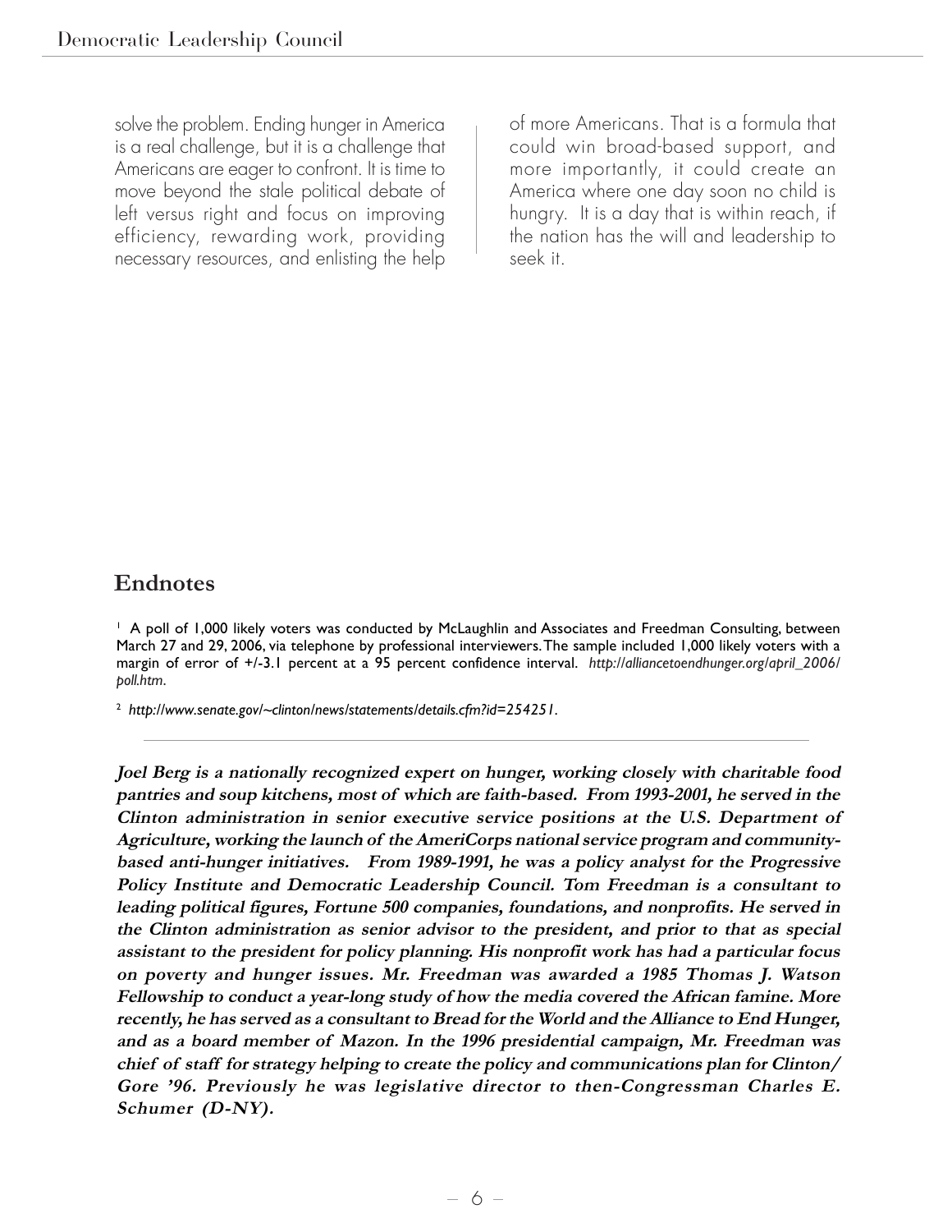solve the problem. Ending hunger in America is a real challenge, but it is a challenge that Americans are eager to confront. It is time to move beyond the stale political debate of left versus right and focus on improving efficiency, rewarding work, providing necessary resources, and enlisting the help of more Americans. That is a formula that could win broad-based support, and more importantly, it could create an America where one day soon no child is hungry. It is a day that is within reach, if the nation has the will and leadership to seek it.

## Endnotes

[1] A poll of 1,000 likely voters was conducted by McLaughlin and Associates and Freedman Consulting, between March 27 and 29, 2006, via telephone by professional interviewers. The sample included 1,000 likely voters with a margin of error of +/-3.1 percent at a 95 percent confidence interval. *http://alliancetoendhunger.org/april_2006/poll.htm*.

[2] *http://www.senate.gov/~clinton/news/statements/details.cfm?id=254251*.

---

***Joel Berg is a nationally recognized expert on hunger, working closely with charitable food pantries and soup kitchens, most of which are faith-based. From 1993-2001, he served in the Clinton administration in senior executive service positions at the U.S. Department of Agriculture, working the launch of the AmeriCorps national service program and community-based anti-hunger initiatives. From 1989-1991, he was a policy analyst for the Progressive Policy Institute and Democratic Leadership Council. Tom Freedman is a consultant to leading political figures, Fortune 500 companies, foundations, and nonprofits. He served in the Clinton administration as senior advisor to the president, and prior to that as special assistant to the president for policy planning. His nonprofit work has had a particular focus on poverty and hunger issues. Mr. Freedman was awarded a 1985 Thomas J. Watson Fellowship to conduct a year-long study of how the media covered the African famine. More recently, he has served as a consultant to Bread for the World and the Alliance to End Hunger, and as a board member of Mazon. In the 1996 presidential campaign, Mr. Freedman was chief of staff for strategy helping to create the policy and communications plan for Clinton/Gore '96. Previously he was legislative director to then-Congressman Charles E. Schumer (D-NY).***